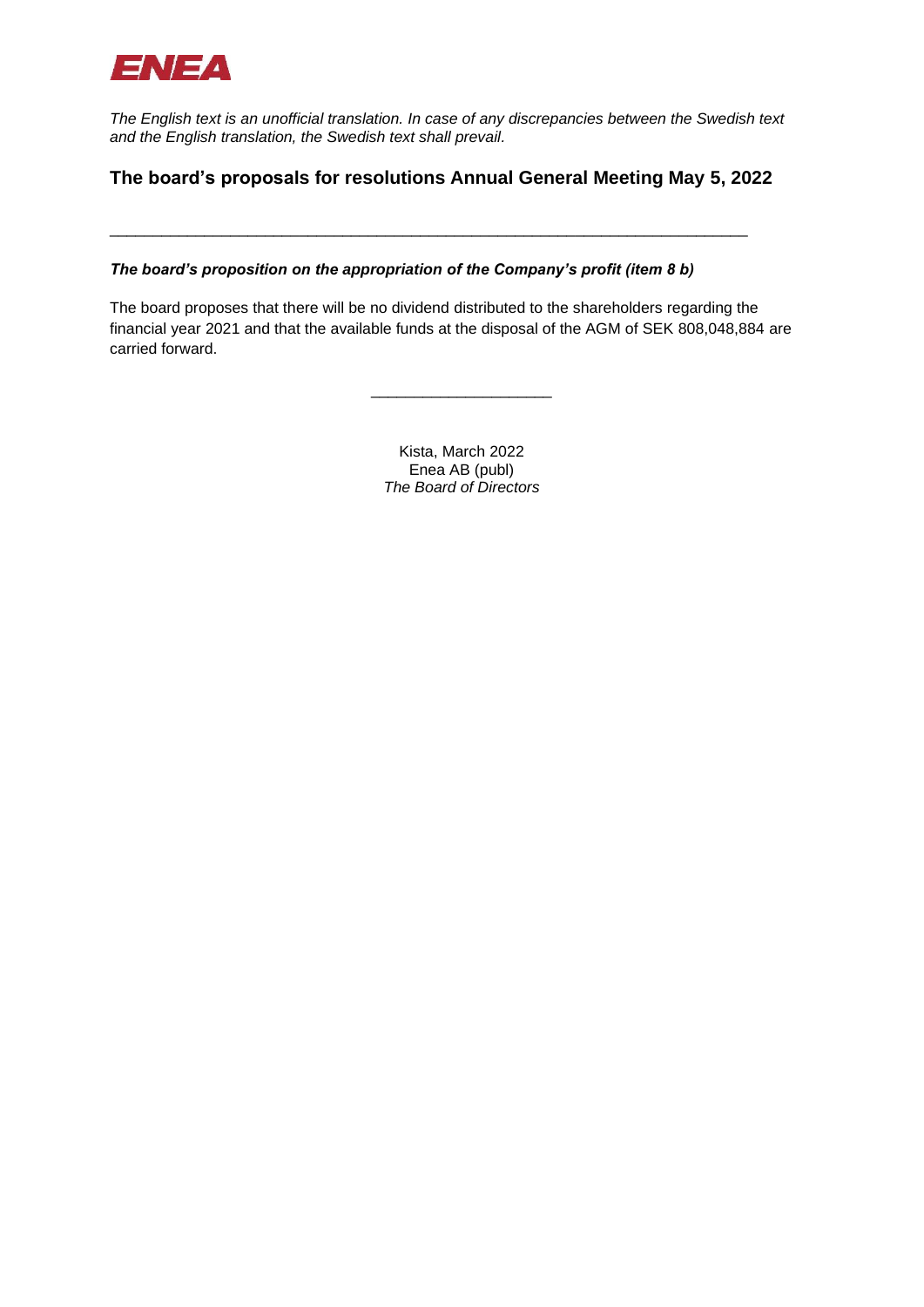ENEA

*The English text is an unofficial translation. In case of any discrepancies between the Swedish text and the English translation, the Swedish text shall prevail.*

## The board's proposals for resolutions Annual General Meeting May 5, 2022

---

***The board's proposition on the appropriation of the Company's profit (item 8 b)***

The board proposes that there will be no dividend distributed to the shareholders regarding the financial year 2021 and that the available funds at the disposal of the AGM of SEK 808,048,884 are carried forward.

---

Kista, March 2022
Enea AB (publ)
*The Board of Directors*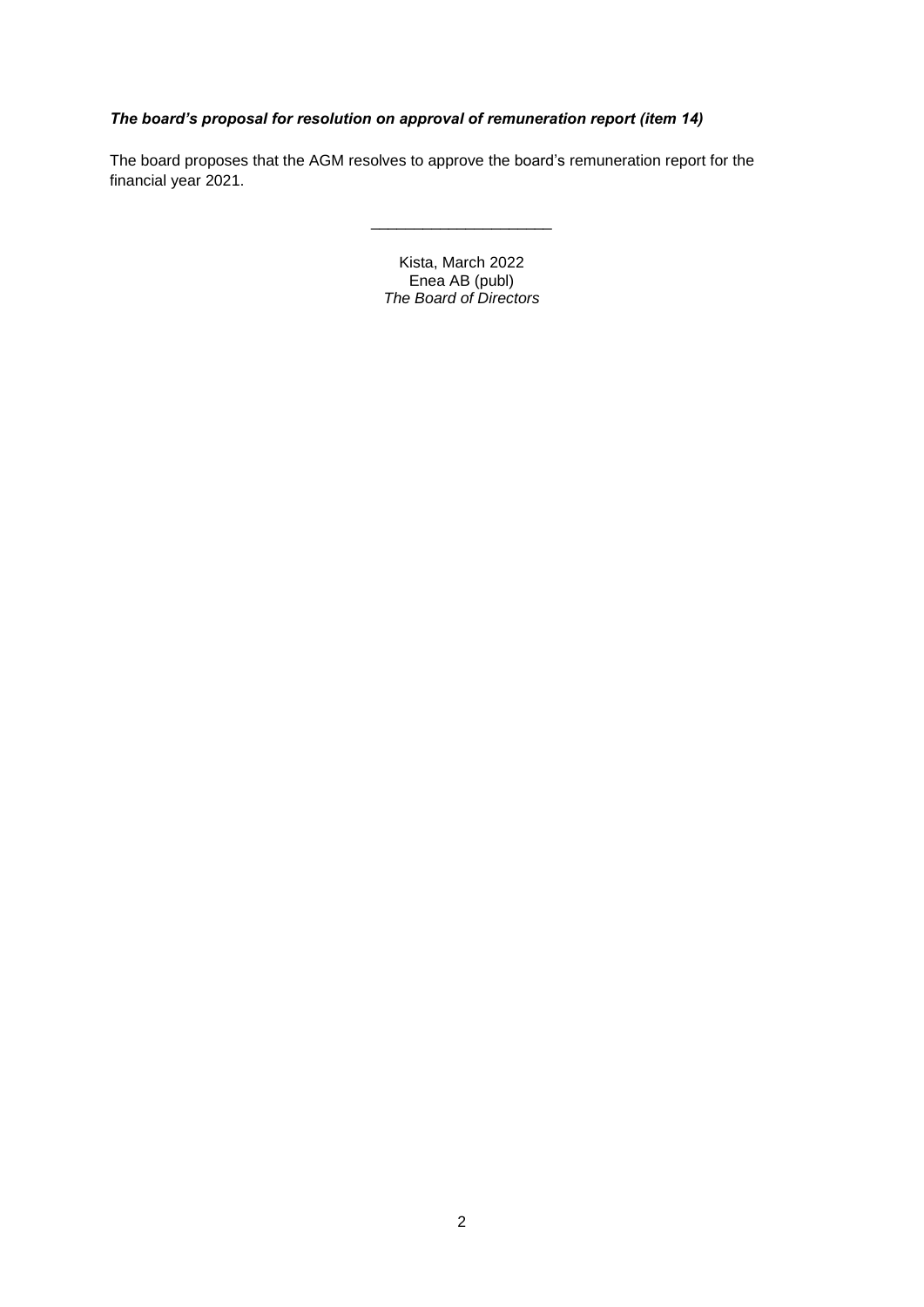***The board's proposal for resolution on approval of remuneration report (item 14)***

The board proposes that the AGM resolves to approve the board's remuneration report for the financial year 2021.

\_\_\_\_\_\_\_\_\_\_\_\_\_\_\_\_\_\_\_\_\_

Kista, March 2022
Enea AB (publ)
*The Board of Directors*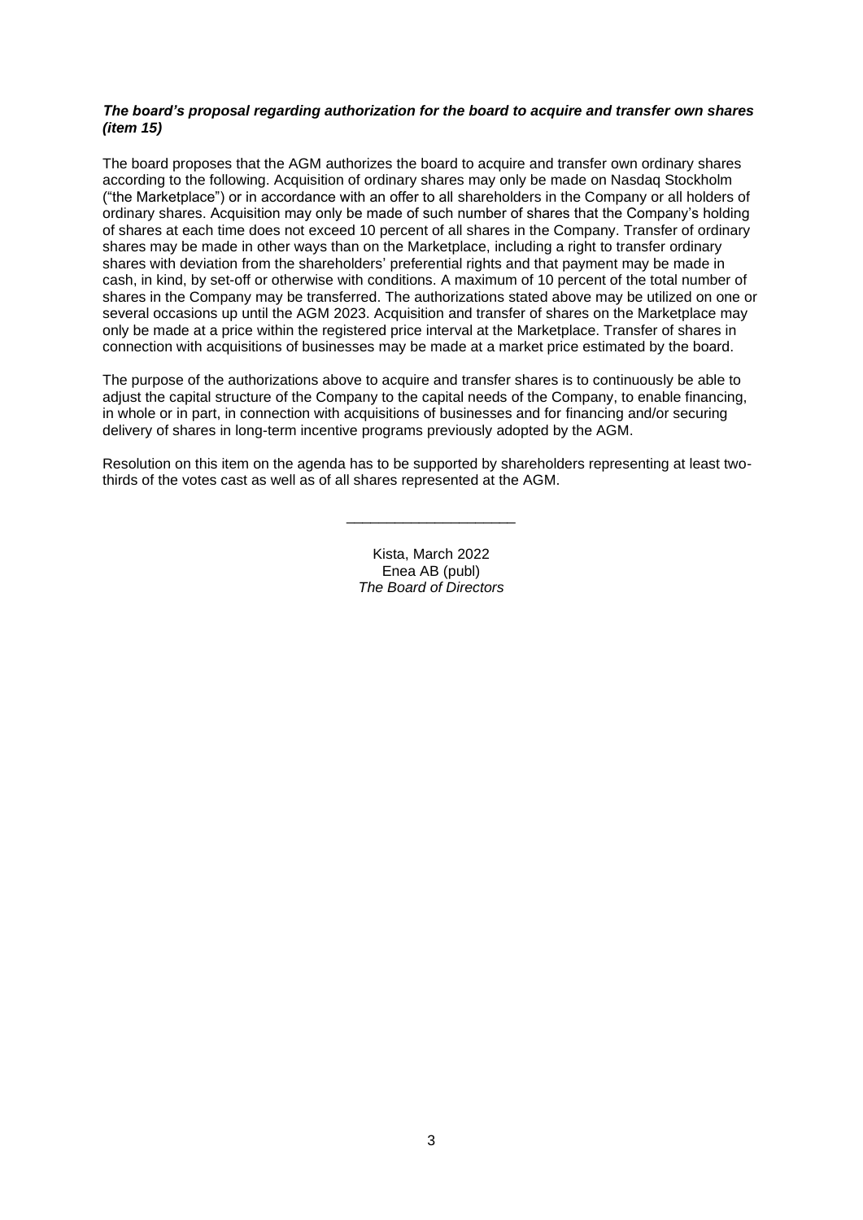***The board's proposal regarding authorization for the board to acquire and transfer own shares (item 15)***

The board proposes that the AGM authorizes the board to acquire and transfer own ordinary shares according to the following. Acquisition of ordinary shares may only be made on Nasdaq Stockholm ("the Marketplace") or in accordance with an offer to all shareholders in the Company or all holders of ordinary shares. Acquisition may only be made of such number of shares that the Company's holding of shares at each time does not exceed 10 percent of all shares in the Company. Transfer of ordinary shares may be made in other ways than on the Marketplace, including a right to transfer ordinary shares with deviation from the shareholders' preferential rights and that payment may be made in cash, in kind, by set-off or otherwise with conditions. A maximum of 10 percent of the total number of shares in the Company may be transferred. The authorizations stated above may be utilized on one or several occasions up until the AGM 2023. Acquisition and transfer of shares on the Marketplace may only be made at a price within the registered price interval at the Marketplace. Transfer of shares in connection with acquisitions of businesses may be made at a market price estimated by the board.

The purpose of the authorizations above to acquire and transfer shares is to continuously be able to adjust the capital structure of the Company to the capital needs of the Company, to enable financing, in whole or in part, in connection with acquisitions of businesses and for financing and/or securing delivery of shares in long-term incentive programs previously adopted by the AGM.

Resolution on this item on the agenda has to be supported by shareholders representing at least two-thirds of the votes cast as well as of all shares represented at the AGM.

\_\_\_\_\_\_\_\_\_\_\_\_\_\_\_\_\_\_\_\_\_

Kista, March 2022
Enea AB (publ)
*The Board of Directors*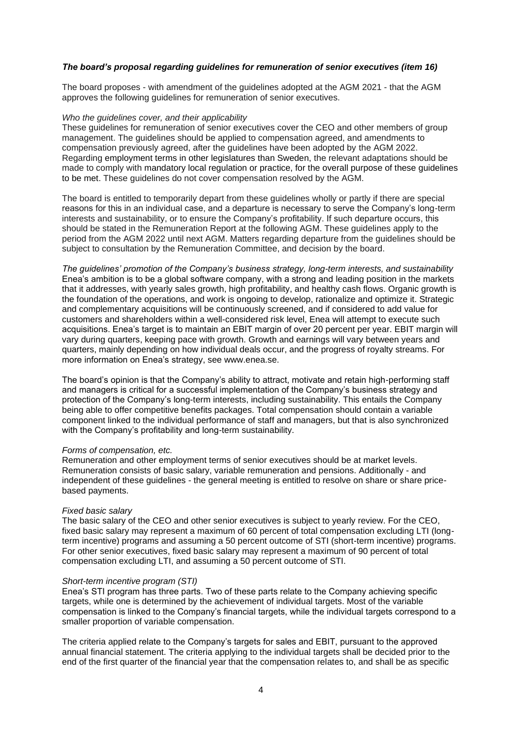### *The board's proposal regarding guidelines for remuneration of senior executives (item 16)*

The board proposes - with amendment of the guidelines adopted at the AGM 2021 - that the AGM approves the following guidelines for remuneration of senior executives.

*Who the guidelines cover, and their applicability*

These guidelines for remuneration of senior executives cover the CEO and other members of group management. The guidelines should be applied to compensation agreed, and amendments to compensation previously agreed, after the guidelines have been adopted by the AGM 2022. Regarding employment terms in other legislatures than Sweden, the relevant adaptations should be made to comply with mandatory local regulation or practice, for the overall purpose of these guidelines to be met. These guidelines do not cover compensation resolved by the AGM.

The board is entitled to temporarily depart from these guidelines wholly or partly if there are special reasons for this in an individual case, and a departure is necessary to serve the Company's long-term interests and sustainability, or to ensure the Company's profitability. If such departure occurs, this should be stated in the Remuneration Report at the following AGM. These guidelines apply to the period from the AGM 2022 until next AGM. Matters regarding departure from the guidelines should be subject to consultation by the Remuneration Committee, and decision by the board.

*The guidelines' promotion of the Company's business strategy, long-term interests, and sustainability*

Enea's ambition is to be a global software company, with a strong and leading position in the markets that it addresses, with yearly sales growth, high profitability, and healthy cash flows. Organic growth is the foundation of the operations, and work is ongoing to develop, rationalize and optimize it. Strategic and complementary acquisitions will be continuously screened, and if considered to add value for customers and shareholders within a well-considered risk level, Enea will attempt to execute such acquisitions. Enea's target is to maintain an EBIT margin of over 20 percent per year. EBIT margin will vary during quarters, keeping pace with growth. Growth and earnings will vary between years and quarters, mainly depending on how individual deals occur, and the progress of royalty streams. For more information on Enea's strategy, see www.enea.se.

The board's opinion is that the Company's ability to attract, motivate and retain high-performing staff and managers is critical for a successful implementation of the Company's business strategy and protection of the Company's long-term interests, including sustainability. This entails the Company being able to offer competitive benefits packages. Total compensation should contain a variable component linked to the individual performance of staff and managers, but that is also synchronized with the Company's profitability and long-term sustainability.

*Forms of compensation, etc.*

Remuneration and other employment terms of senior executives should be at market levels. Remuneration consists of basic salary, variable remuneration and pensions. Additionally - and independent of these guidelines - the general meeting is entitled to resolve on share or share price-based payments.

*Fixed basic salary*

The basic salary of the CEO and other senior executives is subject to yearly review. For the CEO, fixed basic salary may represent a maximum of 60 percent of total compensation excluding LTI (long-term incentive) programs and assuming a 50 percent outcome of STI (short-term incentive) programs. For other senior executives, fixed basic salary may represent a maximum of 90 percent of total compensation excluding LTI, and assuming a 50 percent outcome of STI.

*Short-term incentive program (STI)*

Enea's STI program has three parts. Two of these parts relate to the Company achieving specific targets, while one is determined by the achievement of individual targets. Most of the variable compensation is linked to the Company's financial targets, while the individual targets correspond to a smaller proportion of variable compensation.

The criteria applied relate to the Company's targets for sales and EBIT, pursuant to the approved annual financial statement. The criteria applying to the individual targets shall be decided prior to the end of the first quarter of the financial year that the compensation relates to, and shall be as specific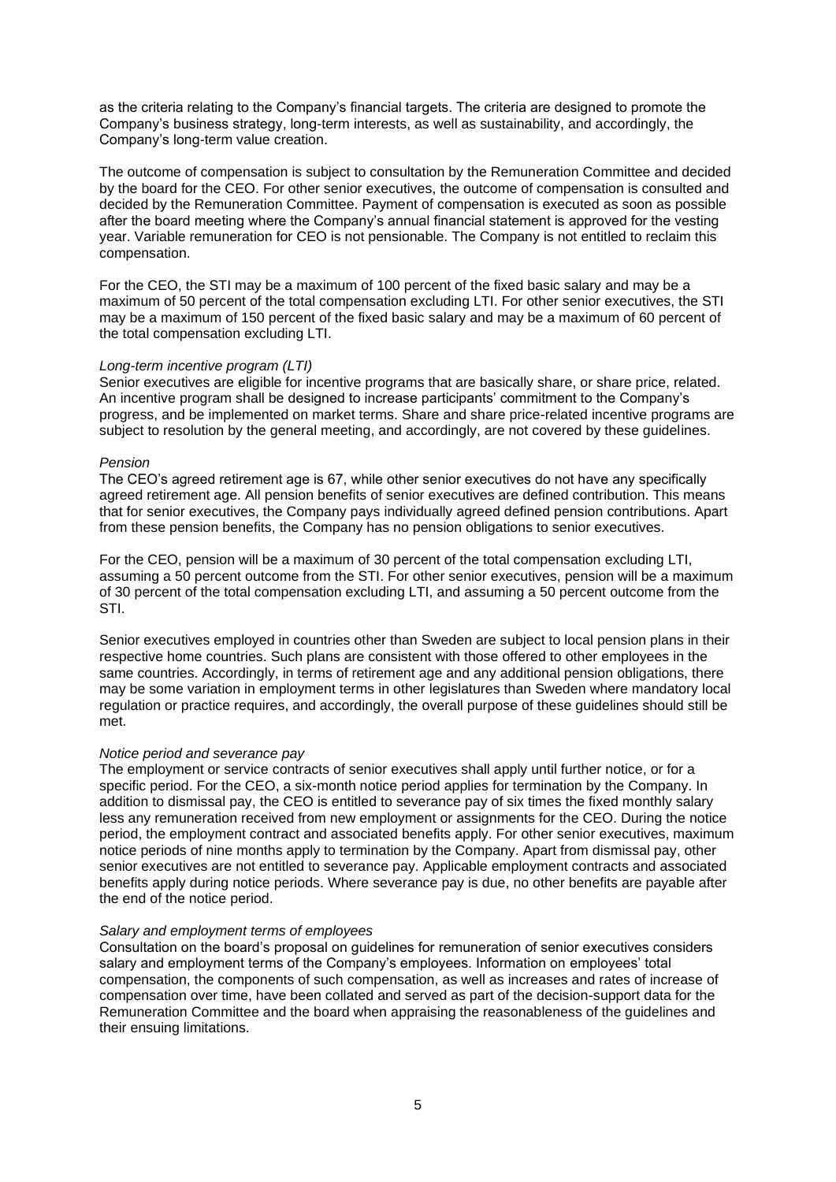as the criteria relating to the Company's financial targets. The criteria are designed to promote the Company's business strategy, long-term interests, as well as sustainability, and accordingly, the Company's long-term value creation.

The outcome of compensation is subject to consultation by the Remuneration Committee and decided by the board for the CEO. For other senior executives, the outcome of compensation is consulted and decided by the Remuneration Committee. Payment of compensation is executed as soon as possible after the board meeting where the Company's annual financial statement is approved for the vesting year. Variable remuneration for CEO is not pensionable. The Company is not entitled to reclaim this compensation.

For the CEO, the STI may be a maximum of 100 percent of the fixed basic salary and may be a maximum of 50 percent of the total compensation excluding LTI. For other senior executives, the STI may be a maximum of 150 percent of the fixed basic salary and may be a maximum of 60 percent of the total compensation excluding LTI.

*Long-term incentive program (LTI)*
Senior executives are eligible for incentive programs that are basically share, or share price, related. An incentive program shall be designed to increase participants' commitment to the Company's progress, and be implemented on market terms. Share and share price-related incentive programs are subject to resolution by the general meeting, and accordingly, are not covered by these guidelines.

*Pension*
The CEO's agreed retirement age is 67, while other senior executives do not have any specifically agreed retirement age. All pension benefits of senior executives are defined contribution. This means that for senior executives, the Company pays individually agreed defined pension contributions. Apart from these pension benefits, the Company has no pension obligations to senior executives.

For the CEO, pension will be a maximum of 30 percent of the total compensation excluding LTI, assuming a 50 percent outcome from the STI. For other senior executives, pension will be a maximum of 30 percent of the total compensation excluding LTI, and assuming a 50 percent outcome from the STI.

Senior executives employed in countries other than Sweden are subject to local pension plans in their respective home countries. Such plans are consistent with those offered to other employees in the same countries. Accordingly, in terms of retirement age and any additional pension obligations, there may be some variation in employment terms in other legislatures than Sweden where mandatory local regulation or practice requires, and accordingly, the overall purpose of these guidelines should still be met.

*Notice period and severance pay*
The employment or service contracts of senior executives shall apply until further notice, or for a specific period. For the CEO, a six-month notice period applies for termination by the Company. In addition to dismissal pay, the CEO is entitled to severance pay of six times the fixed monthly salary less any remuneration received from new employment or assignments for the CEO. During the notice period, the employment contract and associated benefits apply. For other senior executives, maximum notice periods of nine months apply to termination by the Company. Apart from dismissal pay, other senior executives are not entitled to severance pay. Applicable employment contracts and associated benefits apply during notice periods. Where severance pay is due, no other benefits are payable after the end of the notice period.

*Salary and employment terms of employees*
Consultation on the board's proposal on guidelines for remuneration of senior executives considers salary and employment terms of the Company's employees. Information on employees' total compensation, the components of such compensation, as well as increases and rates of increase of compensation over time, have been collated and served as part of the decision-support data for the Remuneration Committee and the board when appraising the reasonableness of the guidelines and their ensuing limitations.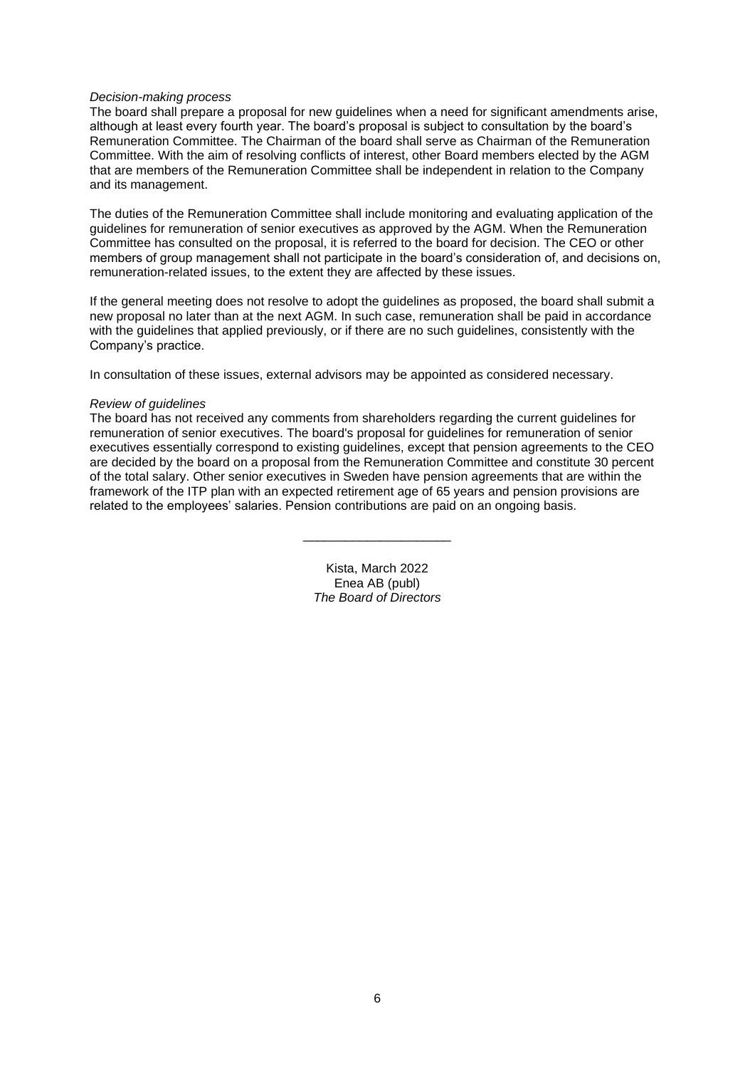*Decision-making process*

The board shall prepare a proposal for new guidelines when a need for significant amendments arise, although at least every fourth year. The board's proposal is subject to consultation by the board's Remuneration Committee. The Chairman of the board shall serve as Chairman of the Remuneration Committee. With the aim of resolving conflicts of interest, other Board members elected by the AGM that are members of the Remuneration Committee shall be independent in relation to the Company and its management.

The duties of the Remuneration Committee shall include monitoring and evaluating application of the guidelines for remuneration of senior executives as approved by the AGM. When the Remuneration Committee has consulted on the proposal, it is referred to the board for decision. The CEO or other members of group management shall not participate in the board's consideration of, and decisions on, remuneration-related issues, to the extent they are affected by these issues.

If the general meeting does not resolve to adopt the guidelines as proposed, the board shall submit a new proposal no later than at the next AGM. In such case, remuneration shall be paid in accordance with the guidelines that applied previously, or if there are no such guidelines, consistently with the Company's practice.

In consultation of these issues, external advisors may be appointed as considered necessary.

*Review of guidelines*

The board has not received any comments from shareholders regarding the current guidelines for remuneration of senior executives. The board's proposal for guidelines for remuneration of senior executives essentially correspond to existing guidelines, except that pension agreements to the CEO are decided by the board on a proposal from the Remuneration Committee and constitute 30 percent of the total salary. Other senior executives in Sweden have pension agreements that are within the framework of the ITP plan with an expected retirement age of 65 years and pension provisions are related to the employees' salaries. Pension contributions are paid on an ongoing basis.

---

Kista, March 2022
Enea AB (publ)
*The Board of Directors*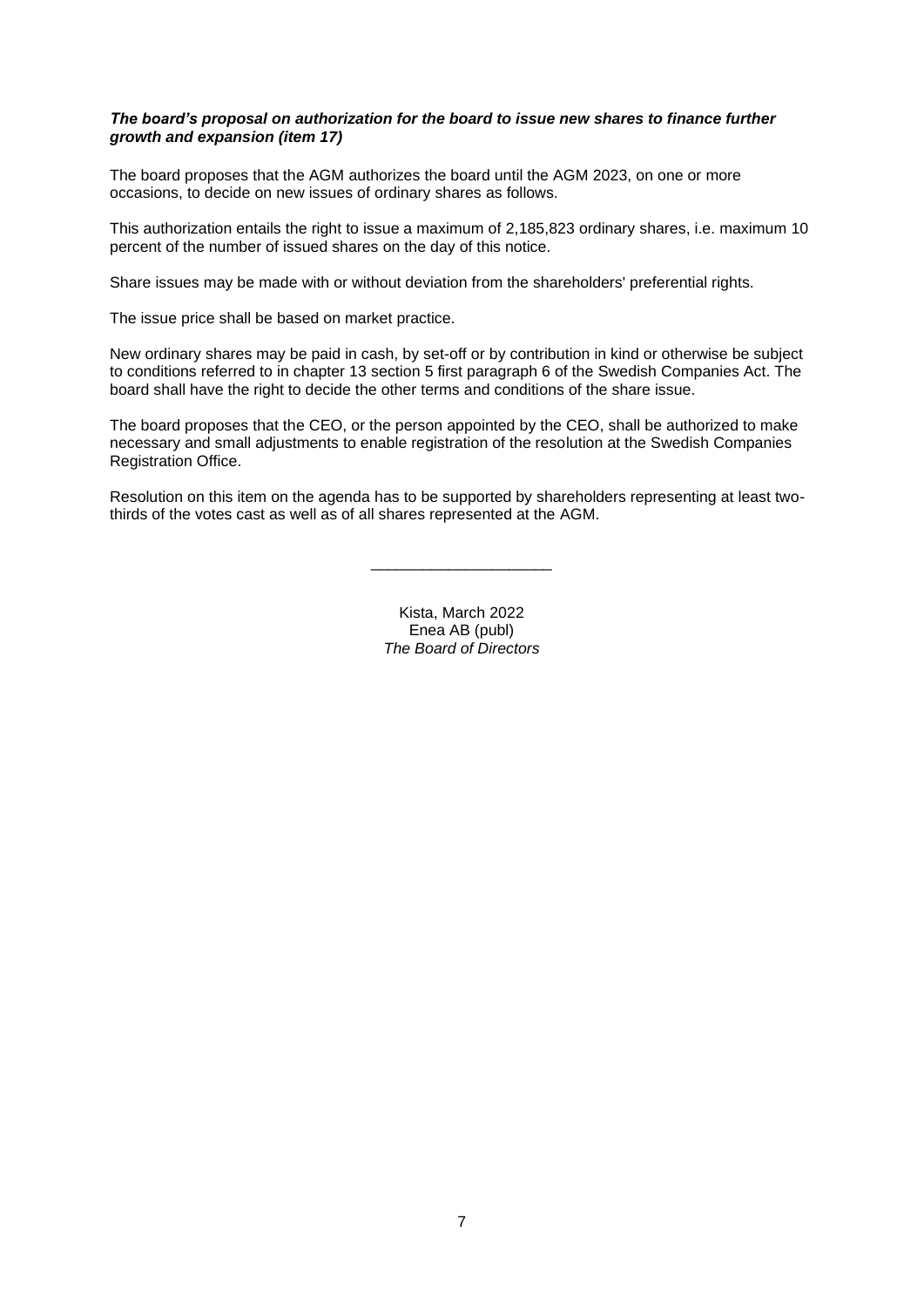***The board's proposal on authorization for the board to issue new shares to finance further growth and expansion (item 17)***

The board proposes that the AGM authorizes the board until the AGM 2023, on one or more occasions, to decide on new issues of ordinary shares as follows.

This authorization entails the right to issue a maximum of 2,185,823 ordinary shares, i.e. maximum 10 percent of the number of issued shares on the day of this notice.

Share issues may be made with or without deviation from the shareholders' preferential rights.

The issue price shall be based on market practice.

New ordinary shares may be paid in cash, by set-off or by contribution in kind or otherwise be subject to conditions referred to in chapter 13 section 5 first paragraph 6 of the Swedish Companies Act. The board shall have the right to decide the other terms and conditions of the share issue.

The board proposes that the CEO, or the person appointed by the CEO, shall be authorized to make necessary and small adjustments to enable registration of the resolution at the Swedish Companies Registration Office.

Resolution on this item on the agenda has to be supported by shareholders representing at least two-thirds of the votes cast as well as of all shares represented at the AGM.

---

Kista, March 2022
Enea AB (publ)
*The Board of Directors*